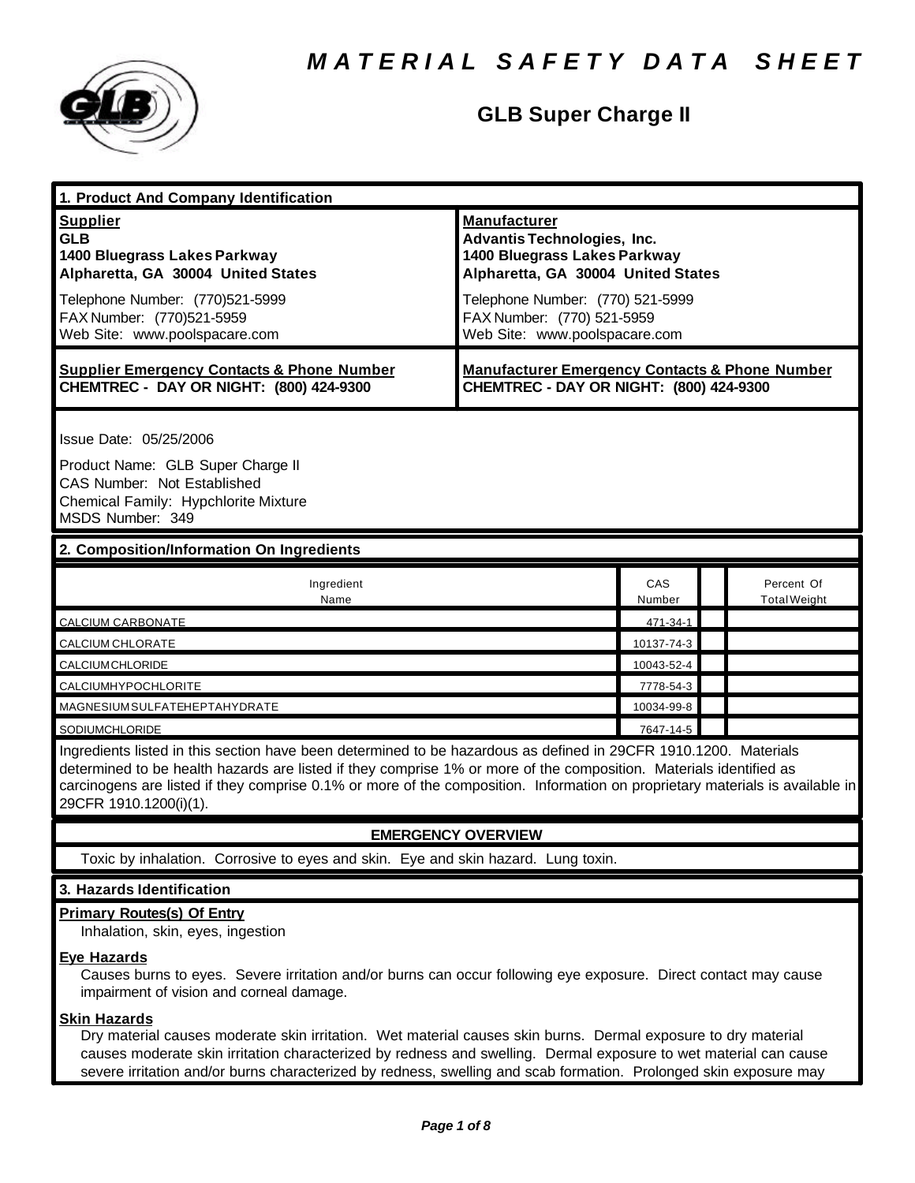# MATERIAL SAFETY DATA SHEET

## GLB Super Charge II

### 1. Product And Company Identification

| **Supplier** | **Manufacturer** |
| --- | --- |
| **GLB**<br>**1400 Bluegrass Lakes Parkway**<br>**Alpharetta, GA 30004 United States** | **Advantis Technologies, Inc.**<br>**1400 Bluegrass Lakes Parkway**<br>**Alpharetta, GA 30004 United States** |
| Telephone Number: (770)521-5999<br>FAX Number: (770)521-5959<br>Web Site: www.poolspacare.com | Telephone Number: (770) 521-5999<br>FAX Number: (770) 521-5959<br>Web Site: www.poolspacare.com |
| **Supplier Emergency Contacts & Phone Number**<br>**CHEMTREC - DAY OR NIGHT: (800) 424-9300** | **Manufacturer Emergency Contacts & Phone Number**<br>**CHEMTREC - DAY OR NIGHT: (800) 424-9300** |

Issue Date: 05/25/2006

Product Name: GLB Super Charge II
CAS Number: Not Established
Chemical Family: Hypchlorite Mixture
MSDS Number: 349

### 2. Composition/Information On Ingredients

| Ingredient Name | CAS Number | | Percent Of Total Weight |
| --- | --- | --- | --- |
| CALCIUM CARBONATE | 471-34-1 | | |
| CALCIUM CHLORATE | 10137-74-3 | | |
| CALCIUMCHLORIDE | 10043-52-4 | | |
| CALCIUMHYPOCHLORITE | 7778-54-3 | | |
| MAGNESIUMSULFATEHEPTAHYDRATE | 10034-99-8 | | |
| SODIUMCHLORIDE | 7647-14-5 | | |

Ingredients listed in this section have been determined to be hazardous as defined in 29CFR 1910.1200. Materials determined to be health hazards are listed if they comprise 1% or more of the composition. Materials identified as carcinogens are listed if they comprise 0.1% or more of the composition. Information on proprietary materials is available in 29CFR 1910.1200(i)(1).

**EMERGENCY OVERVIEW**

Toxic by inhalation. Corrosive to eyes and skin. Eye and skin hazard. Lung toxin.

### 3. Hazards Identification

**Primary Routes(s) Of Entry**

Inhalation, skin, eyes, ingestion

**Eye Hazards**

Causes burns to eyes. Severe irritation and/or burns can occur following eye exposure. Direct contact may cause impairment of vision and corneal damage.

**Skin Hazards**

Dry material causes moderate skin irritation. Wet material causes skin burns. Dermal exposure to dry material causes moderate skin irritation characterized by redness and swelling. Dermal exposure to wet material can cause severe irritation and/or burns characterized by redness, swelling and scab formation. Prolonged skin exposure may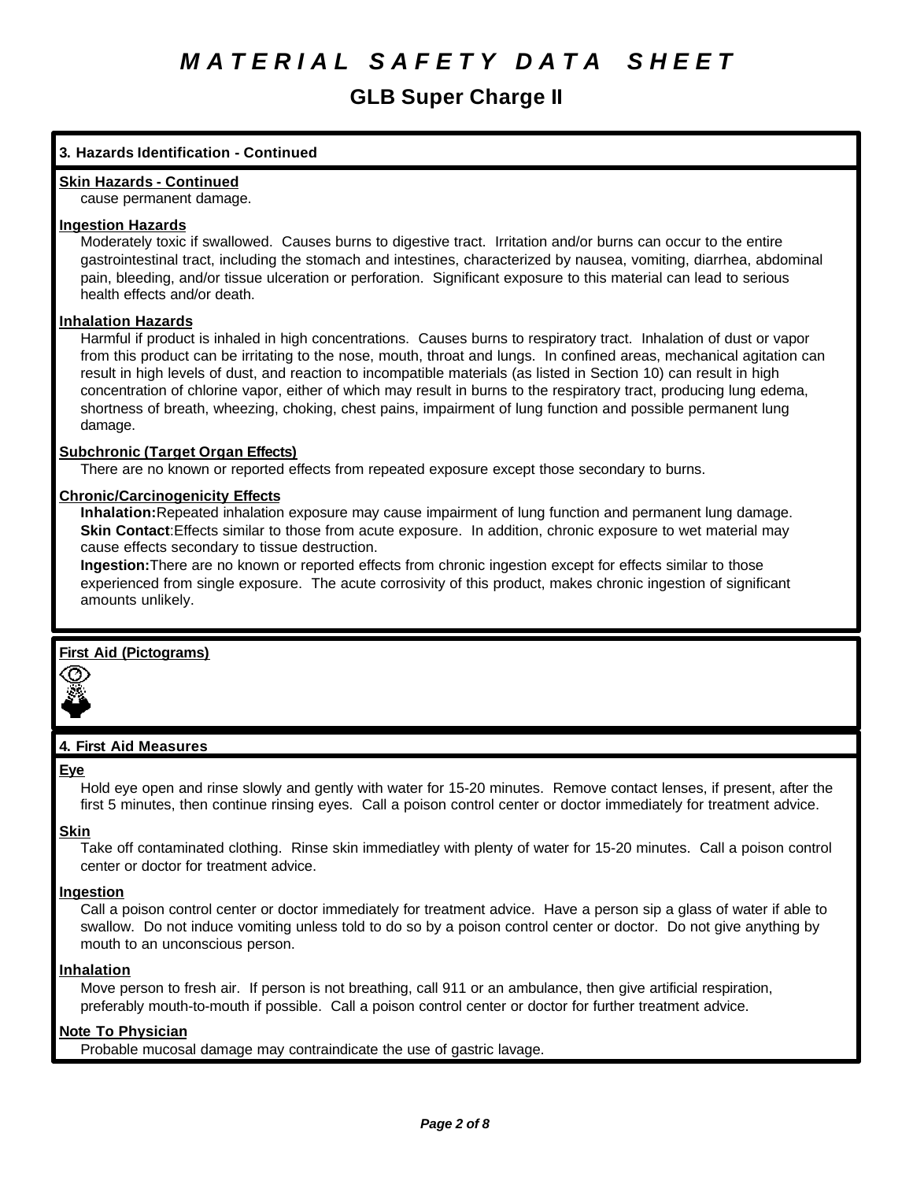# MATERIAL SAFETY DATA SHEET

## GLB Super Charge II

### 3. Hazards Identification - Continued

**Skin Hazards - Continued**

cause permanent damage.

**Ingestion Hazards**

Moderately toxic if swallowed. Causes burns to digestive tract. Irritation and/or burns can occur to the entire gastrointestinal tract, including the stomach and intestines, characterized by nausea, vomiting, diarrhea, abdominal pain, bleeding, and/or tissue ulceration or perforation. Significant exposure to this material can lead to serious health effects and/or death.

**Inhalation Hazards**

Harmful if product is inhaled in high concentrations. Causes burns to respiratory tract. Inhalation of dust or vapor from this product can be irritating to the nose, mouth, throat and lungs. In confined areas, mechanical agitation can result in high levels of dust, and reaction to incompatible materials (as listed in Section 10) can result in high concentration of chlorine vapor, either of which may result in burns to the respiratory tract, producing lung edema, shortness of breath, wheezing, choking, chest pains, impairment of lung function and possible permanent lung damage.

**Subchronic (Target Organ Effects)**

There are no known or reported effects from repeated exposure except those secondary to burns.

**Chronic/Carcinogenicity Effects**

**Inhalation:** Repeated inhalation exposure may cause impairment of lung function and permanent lung damage.
**Skin Contact**: Effects similar to those from acute exposure. In addition, chronic exposure to wet material may cause effects secondary to tissue destruction.
**Ingestion:** There are no known or reported effects from chronic ingestion except for effects similar to those experienced from single exposure. The acute corrosivity of this product, makes chronic ingestion of significant amounts unlikely.

**First Aid (Pictograms)**

### 4. First Aid Measures

**Eye**

Hold eye open and rinse slowly and gently with water for 15-20 minutes. Remove contact lenses, if present, after the first 5 minutes, then continue rinsing eyes. Call a poison control center or doctor immediately for treatment advice.

**Skin**

Take off contaminated clothing. Rinse skin immediatley with plenty of water for 15-20 minutes. Call a poison control center or doctor for treatment advice.

**Ingestion**

Call a poison control center or doctor immediately for treatment advice. Have a person sip a glass of water if able to swallow. Do not induce vomiting unless told to do so by a poison control center or doctor. Do not give anything by mouth to an unconscious person.

**Inhalation**

Move person to fresh air. If person is not breathing, call 911 or an ambulance, then give artificial respiration, preferably mouth-to-mouth if possible. Call a poison control center or doctor for further treatment advice.

**Note To Physician**

Probable mucosal damage may contraindicate the use of gastric lavage.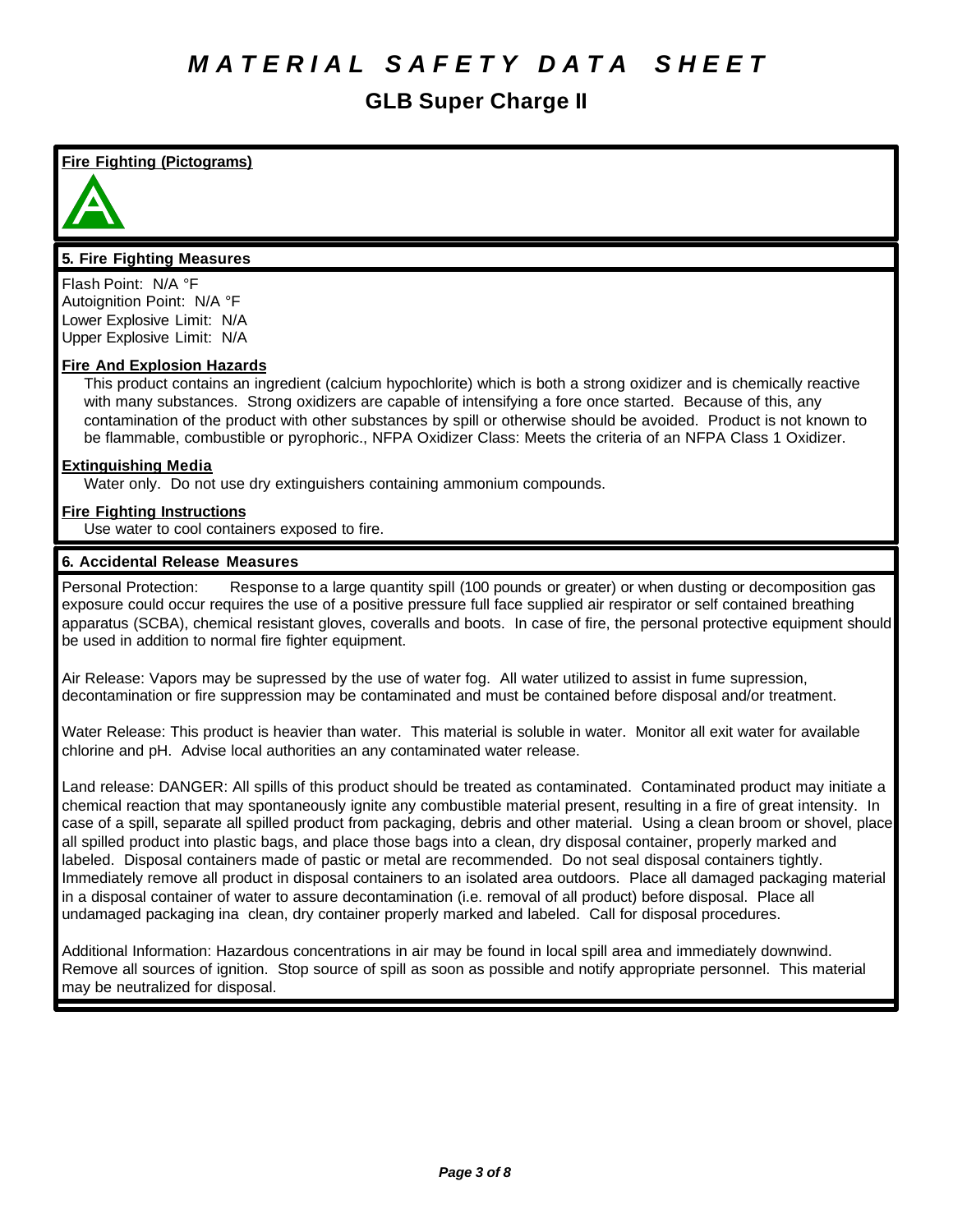# MATERIAL SAFETY DATA SHEET

## GLB Super Charge II

**Fire Fighting (Pictograms)**

### 5. Fire Fighting Measures

Flash Point: N/A °F
Autoignition Point: N/A °F
Lower Explosive Limit: N/A
Upper Explosive Limit: N/A

**Fire And Explosion Hazards**

This product contains an ingredient (calcium hypochlorite) which is both a strong oxidizer and is chemically reactive with many substances. Strong oxidizers are capable of intensifying a fore once started. Because of this, any contamination of the product with other substances by spill or otherwise should be avoided. Product is not known to be flammable, combustible or pyrophoric., NFPA Oxidizer Class: Meets the criteria of an NFPA Class 1 Oxidizer.

**Extinguishing Media**

Water only. Do not use dry extinguishers containing ammonium compounds.

**Fire Fighting Instructions**

Use water to cool containers exposed to fire.

### 6. Accidental Release Measures

Personal Protection: Response to a large quantity spill (100 pounds or greater) or when dusting or decomposition gas exposure could occur requires the use of a positive pressure full face supplied air respirator or self contained breathing apparatus (SCBA), chemical resistant gloves, coveralls and boots. In case of fire, the personal protective equipment should be used in addition to normal fire fighter equipment.

Air Release: Vapors may be supressed by the use of water fog. All water utilized to assist in fume supression, decontamination or fire suppression may be contaminated and must be contained before disposal and/or treatment.

Water Release: This product is heavier than water. This material is soluble in water. Monitor all exit water for available chlorine and pH. Advise local authorities an any contaminated water release.

Land release: DANGER: All spills of this product should be treated as contaminated. Contaminated product may initiate a chemical reaction that may spontaneously ignite any combustible material present, resulting in a fire of great intensity. In case of a spill, separate all spilled product from packaging, debris and other material. Using a clean broom or shovel, place all spilled product into plastic bags, and place those bags into a clean, dry disposal container, properly marked and labeled. Disposal containers made of pastic or metal are recommended. Do not seal disposal containers tightly. Immediately remove all product in disposal containers to an isolated area outdoors. Place all damaged packaging material in a disposal container of water to assure decontamination (i.e. removal of all product) before disposal. Place all undamaged packaging ina clean, dry container properly marked and labeled. Call for disposal procedures.

Additional Information: Hazardous concentrations in air may be found in local spill area and immediately downwind. Remove all sources of ignition. Stop source of spill as soon as possible and notify appropriate personnel. This material may be neutralized for disposal.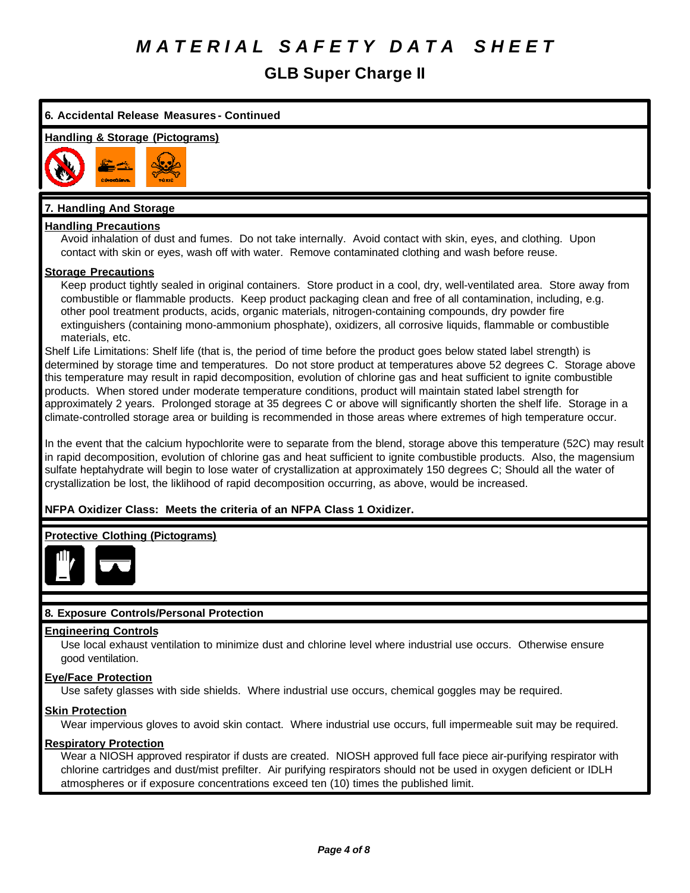# MATERIAL SAFETY DATA SHEET

## GLB Super Charge II

### 6. Accidental Release Measures - Continued

**Handling & Storage (Pictograms)**

### 7. Handling And Storage

**Handling Precautions**

Avoid inhalation of dust and fumes. Do not take internally. Avoid contact with skin, eyes, and clothing. Upon contact with skin or eyes, wash off with water. Remove contaminated clothing and wash before reuse.

**Storage Precautions**

Keep product tightly sealed in original containers. Store product in a cool, dry, well-ventilated area. Store away from combustible or flammable products. Keep product packaging clean and free of all contamination, including, e.g. other pool treatment products, acids, organic materials, nitrogen-containing compounds, dry powder fire extinguishers (containing mono-ammonium phosphate), oxidizers, all corrosive liquids, flammable or combustible materials, etc.

Shelf Life Limitations: Shelf life (that is, the period of time before the product goes below stated label strength) is determined by storage time and temperatures. Do not store product at temperatures above 52 degrees C. Storage above this temperature may result in rapid decomposition, evolution of chlorine gas and heat sufficient to ignite combustible products. When stored under moderate temperature conditions, product will maintain stated label strength for approximately 2 years. Prolonged storage at 35 degrees C or above will significantly shorten the shelf life. Storage in a climate-controlled storage area or building is recommended in those areas where extremes of high temperature occur.

In the event that the calcium hypochlorite were to separate from the blend, storage above this temperature (52C) may result in rapid decomposition, evolution of chlorine gas and heat sufficient to ignite combustible products. Also, the magensium sulfate heptahydrate will begin to lose water of crystallization at approximately 150 degrees C; Should all the water of crystallization be lost, the liklihood of rapid decomposition occurring, as above, would be increased.

**NFPA Oxidizer Class: Meets the criteria of an NFPA Class 1 Oxidizer.**

**Protective Clothing (Pictograms)**

### 8. Exposure Controls/Personal Protection

**Engineering Controls**

Use local exhaust ventilation to minimize dust and chlorine level where industrial use occurs. Otherwise ensure good ventilation.

**Eye/Face Protection**

Use safety glasses with side shields. Where industrial use occurs, chemical goggles may be required.

**Skin Protection**

Wear impervious gloves to avoid skin contact. Where industrial use occurs, full impermeable suit may be required.

**Respiratory Protection**

Wear a NIOSH approved respirator if dusts are created. NIOSH approved full face piece air-purifying respirator with chlorine cartridges and dust/mist prefilter. Air purifying respirators should not be used in oxygen deficient or IDLH atmospheres or if exposure concentrations exceed ten (10) times the published limit.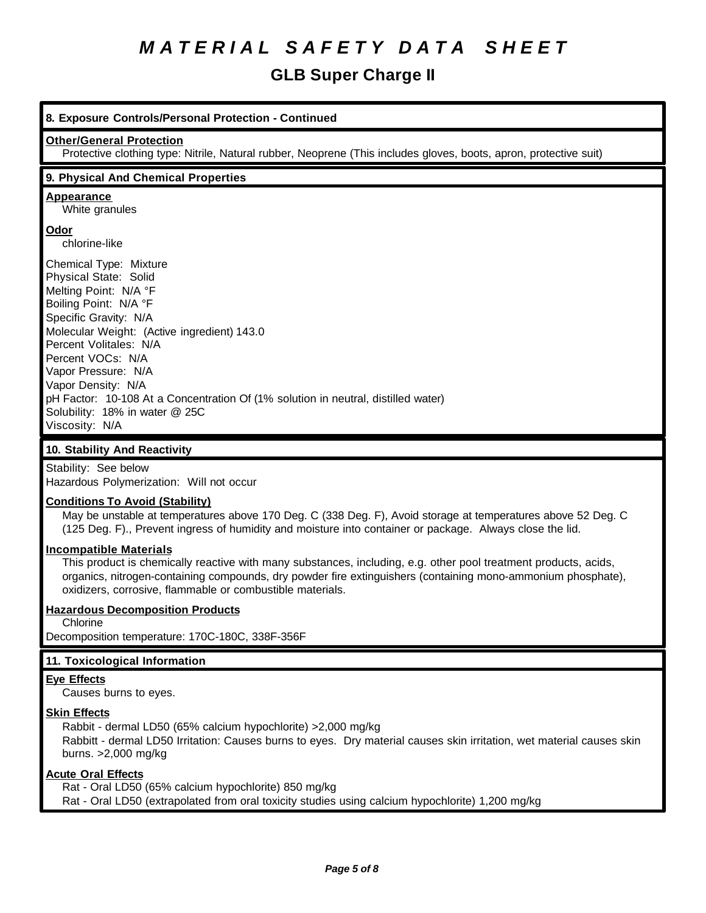# MATERIAL SAFETY DATA SHEET

## GLB Super Charge II

### 8. Exposure Controls/Personal Protection - Continued

**Other/General Protection**

Protective clothing type: Nitrile, Natural rubber, Neoprene (This includes gloves, boots, apron, protective suit)

### 9. Physical And Chemical Properties

**Appearance**

White granules

**Odor**

chlorine-like

Chemical Type: Mixture
Physical State: Solid
Melting Point: N/A °F
Boiling Point: N/A °F
Specific Gravity: N/A
Molecular Weight: (Active ingredient) 143.0
Percent Volitales: N/A
Percent VOCs: N/A
Vapor Pressure: N/A
Vapor Density: N/A
pH Factor: 10-108 At a Concentration Of (1% solution in neutral, distilled water)
Solubility: 18% in water @ 25C
Viscosity: N/A

### 10. Stability And Reactivity

Stability: See below
Hazardous Polymerization: Will not occur

**Conditions To Avoid (Stability)**

May be unstable at temperatures above 170 Deg. C (338 Deg. F), Avoid storage at temperatures above 52 Deg. C (125 Deg. F)., Prevent ingress of humidity and moisture into container or package. Always close the lid.

**Incompatible Materials**

This product is chemically reactive with many substances, including, e.g. other pool treatment products, acids, organics, nitrogen-containing compounds, dry powder fire extinguishers (containing mono-ammonium phosphate), oxidizers, corrosive, flammable or combustible materials.

**Hazardous Decomposition Products**

Chlorine

Decomposition temperature: 170C-180C, 338F-356F

### 11. Toxicological Information

**Eye Effects**

Causes burns to eyes.

**Skin Effects**

Rabbit - dermal LD50 (65% calcium hypochlorite) >2,000 mg/kg
Rabbitt - dermal LD50 Irritation: Causes burns to eyes. Dry material causes skin irritation, wet material causes skin burns. >2,000 mg/kg

**Acute Oral Effects**

Rat - Oral LD50 (65% calcium hypochlorite) 850 mg/kg
Rat - Oral LD50 (extrapolated from oral toxicity studies using calcium hypochlorite) 1,200 mg/kg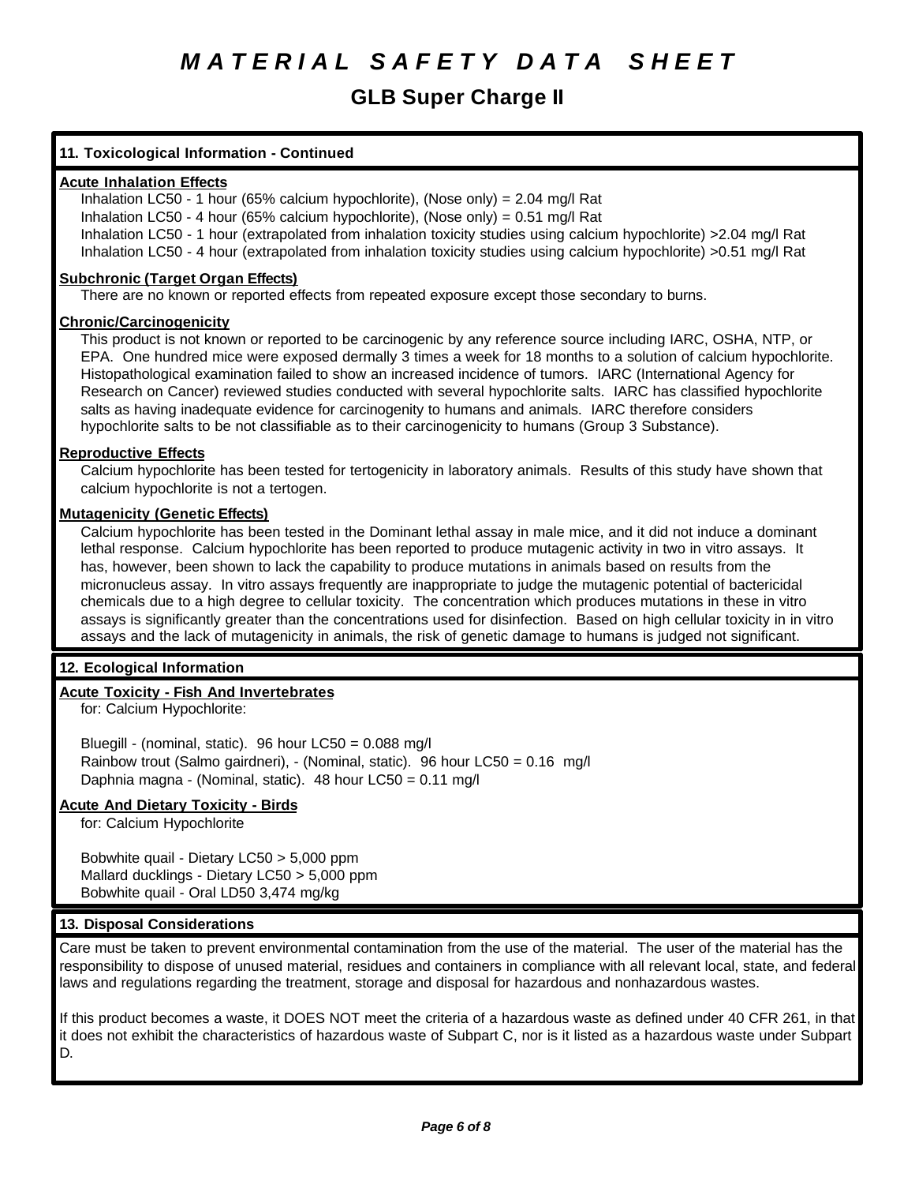# MATERIAL SAFETY DATA SHEET

## GLB Super Charge II

### 11. Toxicological Information - Continued

**Acute Inhalation Effects**

Inhalation LC50 - 1 hour (65% calcium hypochlorite), (Nose only) = 2.04 mg/l Rat
Inhalation LC50 - 4 hour (65% calcium hypochlorite), (Nose only) = 0.51 mg/l Rat
Inhalation LC50 - 1 hour (extrapolated from inhalation toxicity studies using calcium hypochlorite) >2.04 mg/l Rat
Inhalation LC50 - 4 hour (extrapolated from inhalation toxicity studies using calcium hypochlorite) >0.51 mg/l Rat

**Subchronic (Target Organ Effects)**

There are no known or reported effects from repeated exposure except those secondary to burns.

**Chronic/Carcinogenicity**

This product is not known or reported to be carcinogenic by any reference source including IARC, OSHA, NTP, or EPA. One hundred mice were exposed dermally 3 times a week for 18 months to a solution of calcium hypochlorite. Histopathological examination failed to show an increased incidence of tumors. IARC (International Agency for Research on Cancer) reviewed studies conducted with several hypochlorite salts. IARC has classified hypochlorite salts as having inadequate evidence for carcinogenity to humans and animals. IARC therefore considers hypochlorite salts to be not classifiable as to their carcinogenicity to humans (Group 3 Substance).

**Reproductive Effects**

Calcium hypochlorite has been tested for tertogenicity in laboratory animals. Results of this study have shown that calcium hypochlorite is not a tertogen.

**Mutagenicity (Genetic Effects)**

Calcium hypochlorite has been tested in the Dominant lethal assay in male mice, and it did not induce a dominant lethal response. Calcium hypochlorite has been reported to produce mutagenic activity in two in vitro assays. It has, however, been shown to lack the capability to produce mutations in animals based on results from the micronucleus assay. In vitro assays frequently are inappropriate to judge the mutagenic potential of bactericidal chemicals due to a high degree to cellular toxicity. The concentration which produces mutations in these in vitro assays is significantly greater than the concentrations used for disinfection. Based on high cellular toxicity in in vitro assays and the lack of mutagenicity in animals, the risk of genetic damage to humans is judged not significant.

### 12. Ecological Information

**Acute Toxicity - Fish And Invertebrates**

for: Calcium Hypochlorite:

Bluegill - (nominal, static). 96 hour LC50 = 0.088 mg/l
Rainbow trout (Salmo gairdneri), - (Nominal, static). 96 hour LC50 = 0.16 mg/l
Daphnia magna - (Nominal, static). 48 hour LC50 = 0.11 mg/l

**Acute And Dietary Toxicity - Birds**

for: Calcium Hypochlorite

Bobwhite quail - Dietary LC50 > 5,000 ppm
Mallard ducklings - Dietary LC50 > 5,000 ppm
Bobwhite quail - Oral LD50 3,474 mg/kg

### 13. Disposal Considerations

Care must be taken to prevent environmental contamination from the use of the material. The user of the material has the responsibility to dispose of unused material, residues and containers in compliance with all relevant local, state, and federal laws and regulations regarding the treatment, storage and disposal for hazardous and nonhazardous wastes.

If this product becomes a waste, it DOES NOT meet the criteria of a hazardous waste as defined under 40 CFR 261, in that it does not exhibit the characteristics of hazardous waste of Subpart C, nor is it listed as a hazardous waste under Subpart D.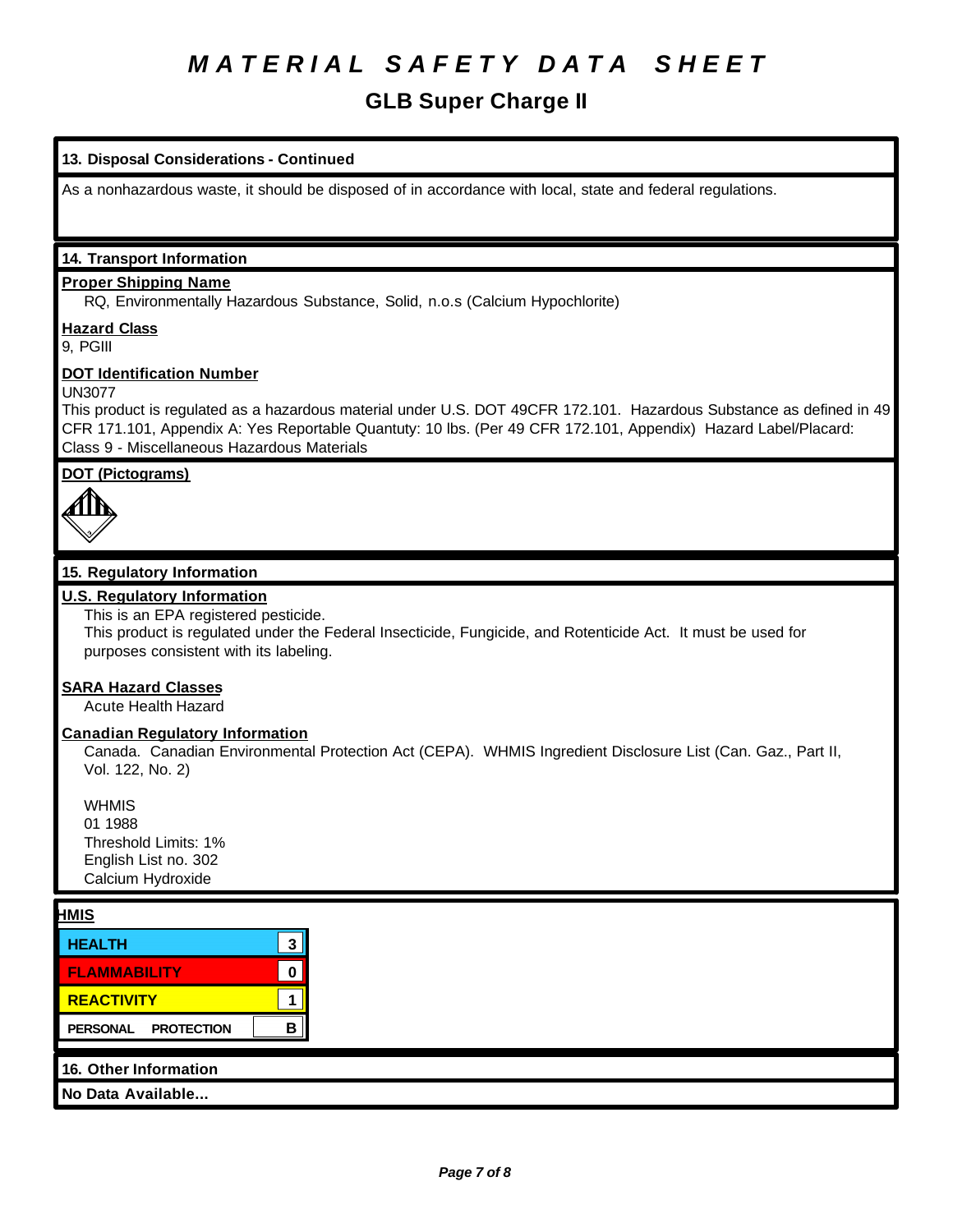# MATERIAL SAFETY DATA SHEET

## GLB Super Charge II

### 13. Disposal Considerations - Continued

As a nonhazardous waste, it should be disposed of in accordance with local, state and federal regulations.

### 14. Transport Information

**Proper Shipping Name**

RQ, Environmentally Hazardous Substance, Solid, n.o.s (Calcium Hypochlorite)

**Hazard Class**

9, PGIII

**DOT Identification Number**

UN3077

This product is regulated as a hazardous material under U.S. DOT 49CFR 172.101. Hazardous Substance as defined in 49 CFR 171.101, Appendix A: Yes Reportable Quantuty: 10 lbs. (Per 49 CFR 172.101, Appendix) Hazard Label/Placard: Class 9 - Miscellaneous Hazardous Materials

**DOT (Pictograms)**

### 15. Regulatory Information

**U.S. Regulatory Information**

This is an EPA registered pesticide.
This product is regulated under the Federal Insecticide, Fungicide, and Rotenticide Act. It must be used for purposes consistent with its labeling.

**SARA Hazard Classes**

Acute Health Hazard

**Canadian Regulatory Information**

Canada. Canadian Environmental Protection Act (CEPA). WHMIS Ingredient Disclosure List (Can. Gaz., Part II, Vol. 122, No. 2)

WHMIS
01 1988
Threshold Limits: 1%
English List no. 302
Calcium Hydroxide

**HMIS**

| HMIS | |
|---|---|
| HEALTH | 3 |
| FLAMMABILITY | 0 |
| REACTIVITY | 1 |
| PERSONAL PROTECTION | B |

### 16. Other Information

**No Data Available...**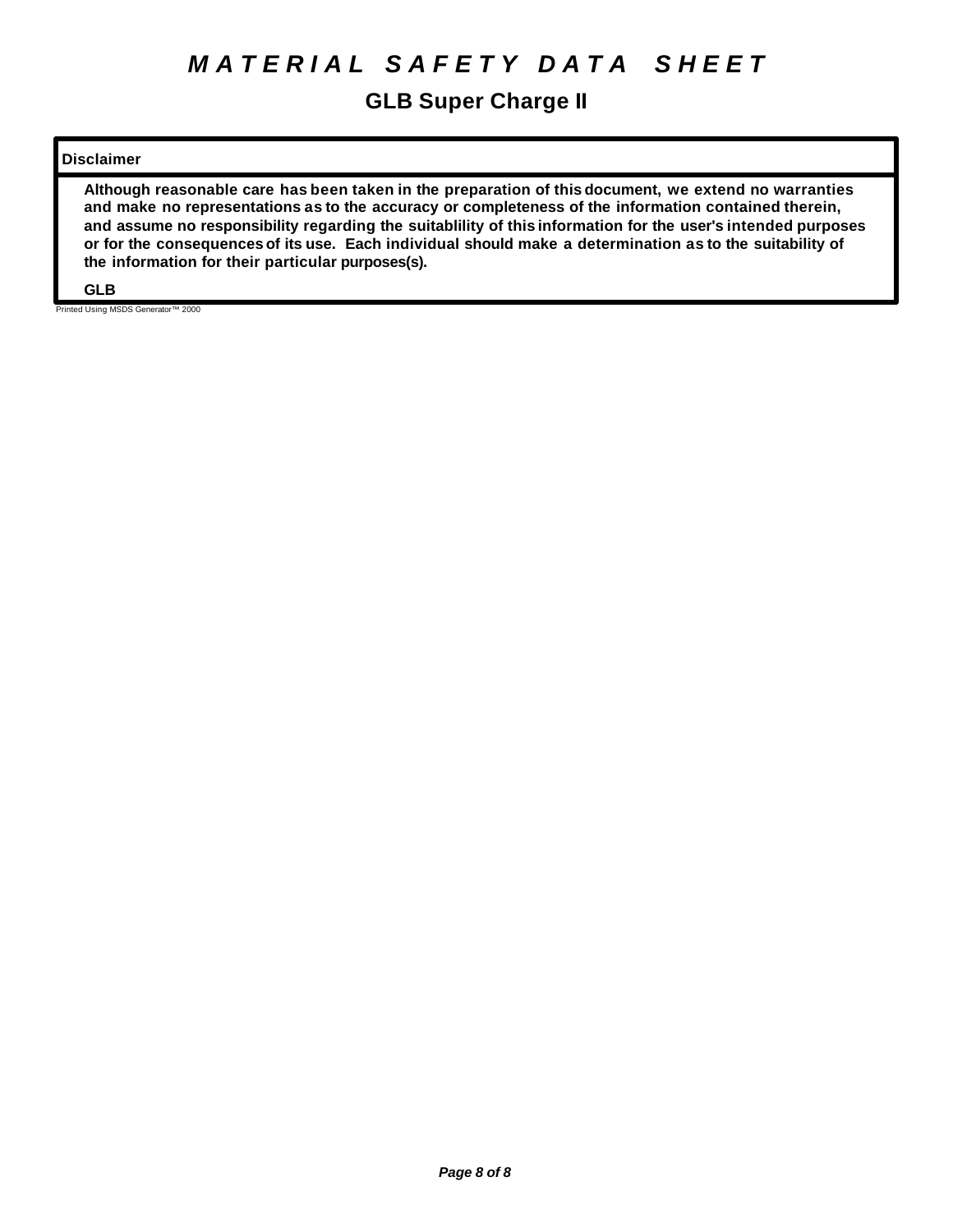# MATERIAL SAFETY DATA SHEET

## GLB Super Charge II

### Disclaimer

**Although reasonable care has been taken in the preparation of this document, we extend no warranties and make no representations as to the accuracy or completeness of the information contained therein, and assume no responsibility regarding the suitablility of this information for the user's intended purposes or for the consequences of its use. Each individual should make a determination as to the suitability of the information for their particular purposes(s).**

**GLB**

Printed Using MSDS Generator™ 2000